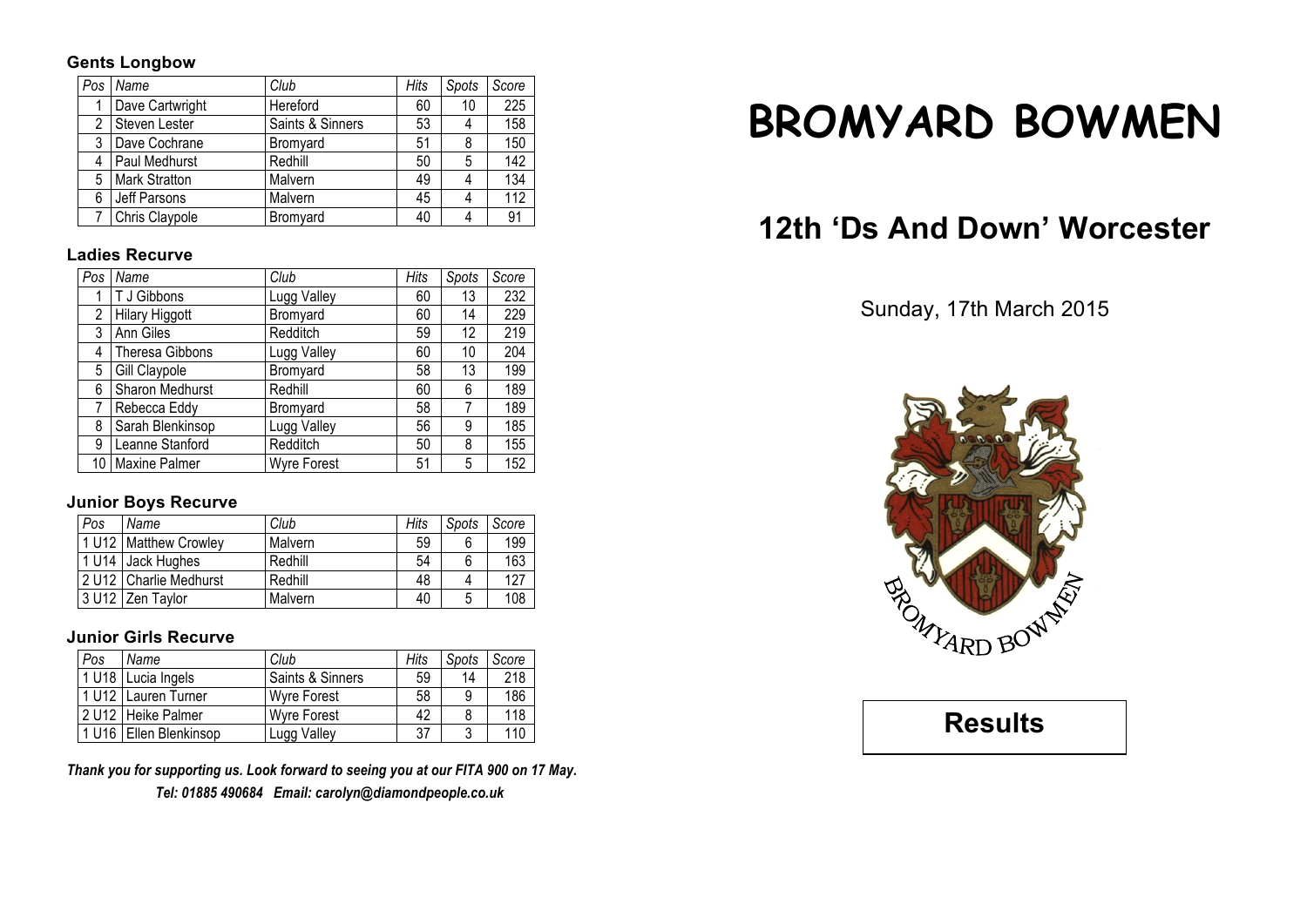### Gents Longbow

| Pos | Name | Club | Hits | Spots | Score |
|---|---|---|---|---|---|
| 1 | Dave Cartwright | Hereford | 60 | 10 | 225 |
| 2 | Steven Lester | Saints & Sinners | 53 | 4 | 158 |
| 3 | Dave Cochrane | Bromyard | 51 | 8 | 150 |
| 4 | Paul Medhurst | Redhill | 50 | 5 | 142 |
| 5 | Mark Stratton | Malvern | 49 | 4 | 134 |
| 6 | Jeff Parsons | Malvern | 45 | 4 | 112 |
| 7 | Chris Claypole | Bromyard | 40 | 4 | 91 |

### Ladies Recurve

| Pos | Name | Club | Hits | Spots | Score |
|---|---|---|---|---|---|
| 1 | T J Gibbons | Lugg Valley | 60 | 13 | 232 |
| 2 | Hilary Higgott | Bromyard | 60 | 14 | 229 |
| 3 | Ann Giles | Redditch | 59 | 12 | 219 |
| 4 | Theresa Gibbons | Lugg Valley | 60 | 10 | 204 |
| 5 | Gill Claypole | Bromyard | 58 | 13 | 199 |
| 6 | Sharon Medhurst | Redhill | 60 | 6 | 189 |
| 7 | Rebecca Eddy | Bromyard | 58 | 7 | 189 |
| 8 | Sarah Blenkinsop | Lugg Valley | 56 | 9 | 185 |
| 9 | Leanne Stanford | Redditch | 50 | 8 | 155 |
| 10 | Maxine Palmer | Wyre Forest | 51 | 5 | 152 |

### Junior Boys Recurve

| Pos | Name | Club | Hits | Spots | Score |
|---|---|---|---|---|---|
| 1 U12 | Matthew Crowley | Malvern | 59 | 6 | 199 |
| 1 U14 | Jack Hughes | Redhill | 54 | 6 | 163 |
| 2 U12 | Charlie Medhurst | Redhill | 48 | 4 | 127 |
| 3 U12 | Zen Taylor | Malvern | 40 | 5 | 108 |

### Junior Girls Recurve

| Pos | Name | Club | Hits | Spots | Score |
|---|---|---|---|---|---|
| 1 U18 | Lucia Ingels | Saints & Sinners | 59 | 14 | 218 |
| 1 U12 | Lauren Turner | Wyre Forest | 58 | 9 | 186 |
| 2 U12 | Heike Palmer | Wyre Forest | 42 | 8 | 118 |
| 1 U16 | Ellen Blenkinsop | Lugg Valley | 37 | 3 | 110 |

***Thank you for supporting us. Look forward to seeing you at our FITA 900 on 17 May.***

***Tel: 01885 490684 Email: carolyn@diamondpeople.co.uk***

# BROMYARD BOWMEN

## 12th 'Ds And Down' Worcester

Sunday, 17th March 2015

BROMYARD BOWMEN

## Results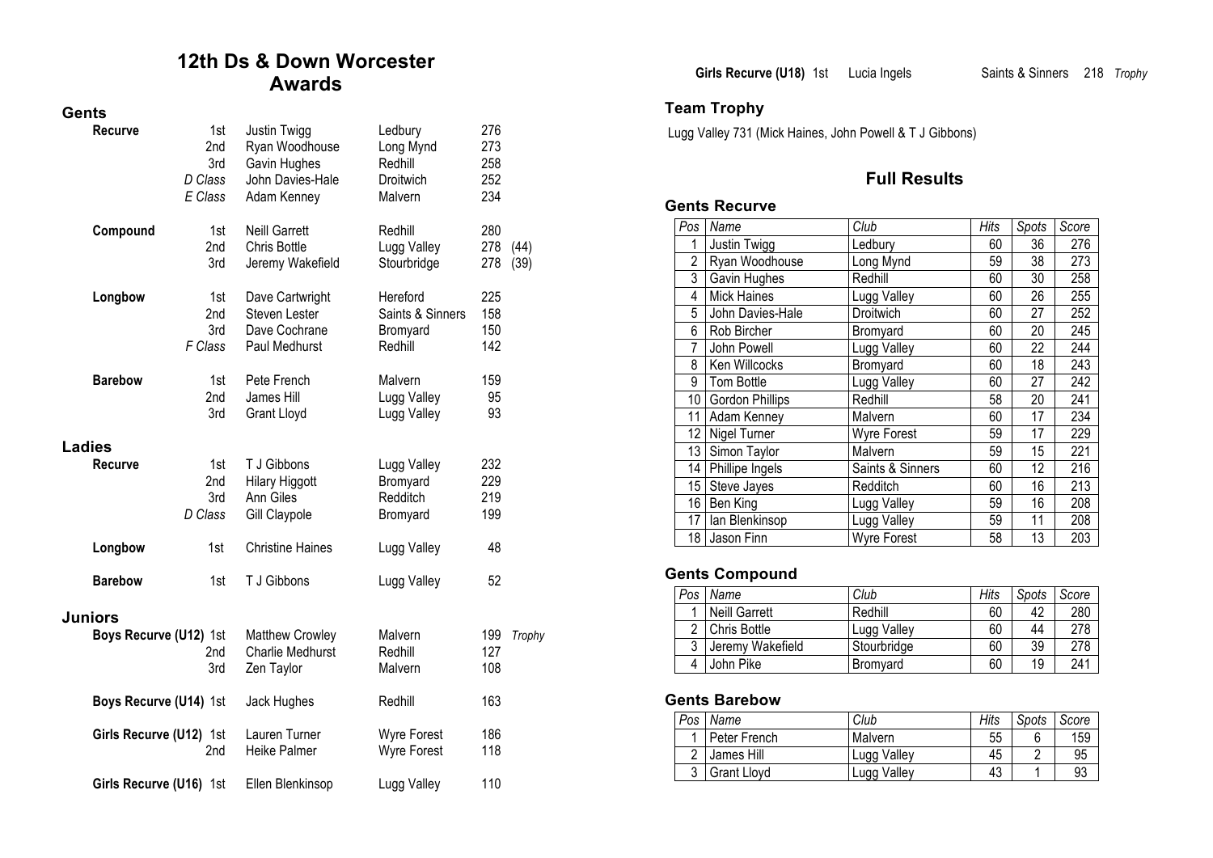# 12th Ds & Down Worcester Awards

## Gents

| | | | | | |
|---|---|---|---|---|---|
| **Recurve** | 1st | Justin Twigg | Ledbury | 276 | |
| | 2nd | Ryan Woodhouse | Long Mynd | 273 | |
| | 3rd | Gavin Hughes | Redhill | 258 | |
| | *D Class* | John Davies-Hale | Droitwich | 252 | |
| | *E Class* | Adam Kenney | Malvern | 234 | |
| **Compound** | 1st | Neill Garrett | Redhill | 280 | |
| | 2nd | Chris Bottle | Lugg Valley | 278 | (44) |
| | 3rd | Jeremy Wakefield | Stourbridge | 278 | (39) |
| **Longbow** | 1st | Dave Cartwright | Hereford | 225 | |
| | 2nd | Steven Lester | Saints & Sinners | 158 | |
| | 3rd | Dave Cochrane | Bromyard | 150 | |
| | *F Class* | Paul Medhurst | Redhill | 142 | |
| **Barebow** | 1st | Pete French | Malvern | 159 | |
| | 2nd | James Hill | Lugg Valley | 95 | |
| | 3rd | Grant Lloyd | Lugg Valley | 93 | |

## Ladies

| | | | | |
|---|---|---|---|---|
| **Recurve** | 1st | T J Gibbons | Lugg Valley | 232 |
| | 2nd | Hilary Higgott | Bromyard | 229 |
| | 3rd | Ann Giles | Redditch | 219 |
| | *D Class* | Gill Claypole | Bromyard | 199 |
| **Longbow** | 1st | Christine Haines | Lugg Valley | 48 |
| **Barebow** | 1st | T J Gibbons | Lugg Valley | 52 |

## Juniors

| | | | | | |
|---|---|---|---|---|---|
| **Boys Recurve (U12)** | 1st | Matthew Crowley | Malvern | 199 | *Trophy* |
| | 2nd | Charlie Medhurst | Redhill | 127 | |
| | 3rd | Zen Taylor | Malvern | 108 | |
| **Boys Recurve (U14)** | 1st | Jack Hughes | Redhill | 163 | |
| **Girls Recurve (U12)** | 1st | Lauren Turner | Wyre Forest | 186 | |
| | 2nd | Heike Palmer | Wyre Forest | 118 | |
| **Girls Recurve (U16)** | 1st | Ellen Blenkinsop | Lugg Valley | 110 | |
| **Girls Recurve (U18)** | 1st | Lucia Ingels | Saints & Sinners | 218 | *Trophy* |

## Team Trophy

Lugg Valley 731 (Mick Haines, John Powell & T J Gibbons)

# Full Results

## Gents Recurve

| Pos | Name | Club | Hits | Spots | Score |
|---|---|---|---|---|---|
| 1 | Justin Twigg | Ledbury | 60 | 36 | 276 |
| 2 | Ryan Woodhouse | Long Mynd | 59 | 38 | 273 |
| 3 | Gavin Hughes | Redhill | 60 | 30 | 258 |
| 4 | Mick Haines | Lugg Valley | 60 | 26 | 255 |
| 5 | John Davies-Hale | Droitwich | 60 | 27 | 252 |
| 6 | Rob Bircher | Bromyard | 60 | 20 | 245 |
| 7 | John Powell | Lugg Valley | 60 | 22 | 244 |
| 8 | Ken Willcocks | Bromyard | 60 | 18 | 243 |
| 9 | Tom Bottle | Lugg Valley | 60 | 27 | 242 |
| 10 | Gordon Phillips | Redhill | 58 | 20 | 241 |
| 11 | Adam Kenney | Malvern | 60 | 17 | 234 |
| 12 | Nigel Turner | Wyre Forest | 59 | 17 | 229 |
| 13 | Simon Taylor | Malvern | 59 | 15 | 221 |
| 14 | Phillipe Ingels | Saints & Sinners | 60 | 12 | 216 |
| 15 | Steve Jayes | Redditch | 60 | 16 | 213 |
| 16 | Ben King | Lugg Valley | 59 | 16 | 208 |
| 17 | Ian Blenkinsop | Lugg Valley | 59 | 11 | 208 |
| 18 | Jason Finn | Wyre Forest | 58 | 13 | 203 |

## Gents Compound

| Pos | Name | Club | Hits | Spots | Score |
|---|---|---|---|---|---|
| 1 | Neill Garrett | Redhill | 60 | 42 | 280 |
| 2 | Chris Bottle | Lugg Valley | 60 | 44 | 278 |
| 3 | Jeremy Wakefield | Stourbridge | 60 | 39 | 278 |
| 4 | John Pike | Bromyard | 60 | 19 | 241 |

## Gents Barebow

| Pos | Name | Club | Hits | Spots | Score |
|---|---|---|---|---|---|
| 1 | Peter French | Malvern | 55 | 6 | 159 |
| 2 | James Hill | Lugg Valley | 45 | 2 | 95 |
| 3 | Grant Lloyd | Lugg Valley | 43 | 1 | 93 |